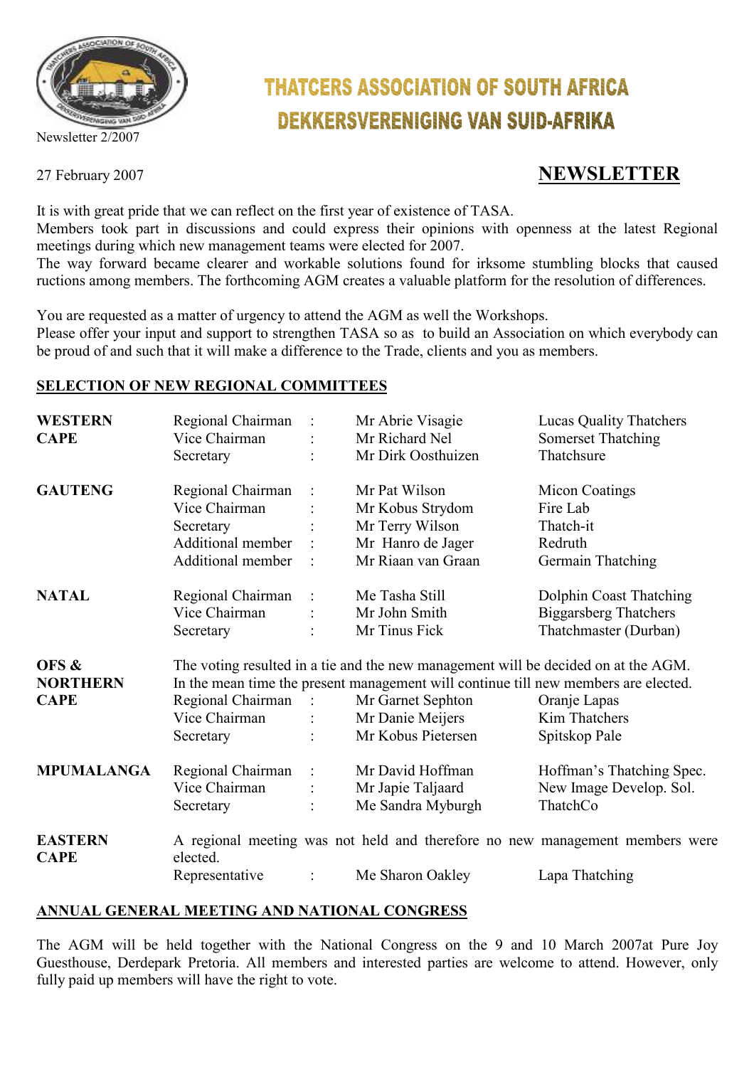Newsletter 2/2007

# THATCERS ASSOCIATION OF SOUTH AFRICA
# DEKKERSVERENIGING VAN SUID-AFRIKA

27 February 2007

## NEWSLETTER

It is with great pride that we can reflect on the first year of existence of TASA.
Members took part in discussions and could express their opinions with openness at the latest Regional meetings during which new management teams were elected for 2007.
The way forward became clearer and workable solutions found for irksome stumbling blocks that caused ructions among members. The forthcoming AGM creates a valuable platform for the resolution of differences.

You are requested as a matter of urgency to attend the AGM as well the Workshops.
Please offer your input and support to strengthen TASA so as to build an Association on which everybody can be proud of and such that it will make a difference to the Trade, clients and you as members.

### SELECTION OF NEW REGIONAL COMMITTEES

| Region | Position | | Name | Company |
|---|---|---|---|---|
| **WESTERN CAPE** | Regional Chairman | : | Mr Abrie Visagie | Lucas Quality Thatchers |
| | Vice Chairman | : | Mr Richard Nel | Somerset Thatching |
| | Secretary | : | Mr Dirk Oosthuizen | Thatchsure |
| **GAUTENG** | Regional Chairman | : | Mr Pat Wilson | Micon Coatings |
| | Vice Chairman | : | Mr Kobus Strydom | Fire Lab |
| | Secretary | : | Mr Terry Wilson | Thatch-it |
| | Additional member | : | Mr Hanro de Jager | Redruth |
| | Additional member | : | Mr Riaan van Graan | Germain Thatching |
| **NATAL** | Regional Chairman | : | Me Tasha Still | Dolphin Coast Thatching |
| | Vice Chairman | : | Mr John Smith | Biggarsberg Thatchers |
| | Secretary | : | Mr Tinus Fick | Thatchmaster (Durban) |
| **OFS & NORTHERN CAPE** | The voting resulted in a tie and the new management will be decided on at the AGM. In the mean time the present management will continue till new members are elected. | | | |
| | Regional Chairman | : | Mr Garnet Sephton | Oranje Lapas |
| | Vice Chairman | : | Mr Danie Meijers | Kim Thatchers |
| | Secretary | : | Mr Kobus Pietersen | Spitskop Pale |
| **MPUMALANGA** | Regional Chairman | : | Mr David Hoffman | Hoffman's Thatching Spec. |
| | Vice Chairman | : | Mr Japie Taljaard | New Image Develop. Sol. |
| | Secretary | : | Me Sandra Myburgh | ThatchCo |
| **EASTERN CAPE** | A regional meeting was not held and therefore no new management members were elected. | | | |
| | Representative | : | Me Sharon Oakley | Lapa Thatching |

### ANNUAL GENERAL MEETING AND NATIONAL CONGRESS

The AGM will be held together with the National Congress on the 9 and 10 March 2007at Pure Joy Guesthouse, Derdepark Pretoria. All members and interested parties are welcome to attend. However, only fully paid up members will have the right to vote.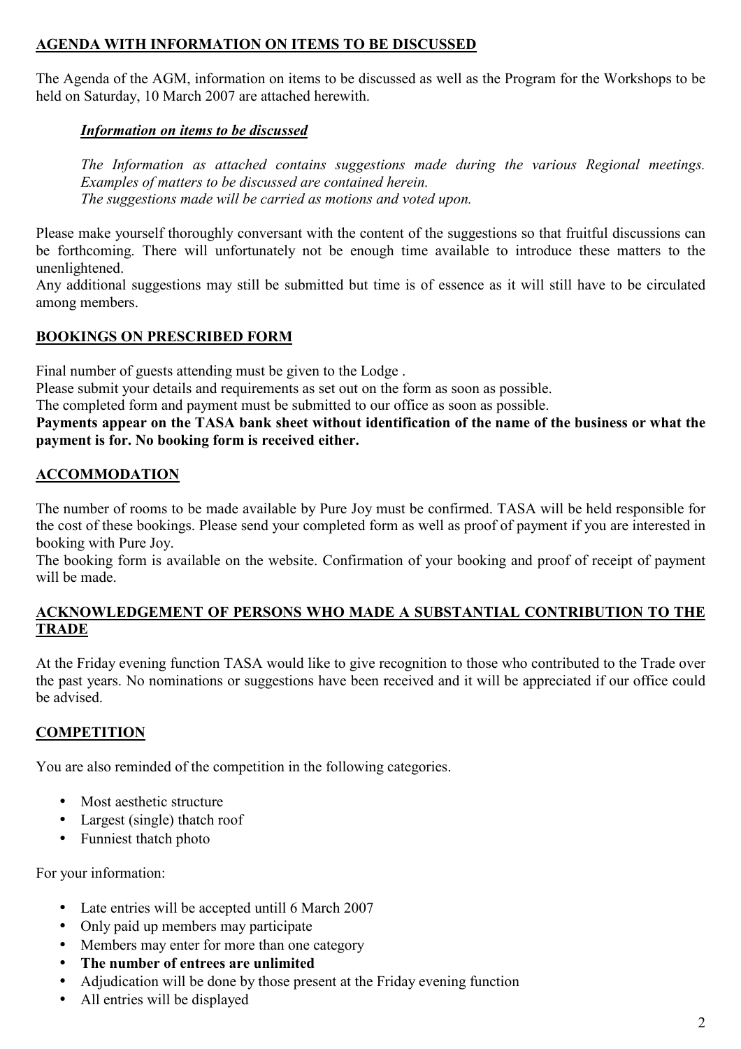## AGENDA WITH INFORMATION ON ITEMS TO BE DISCUSSED

The Agenda of the AGM, information on items to be discussed as well as the Program for the Workshops to be held on Saturday, 10 March 2007 are attached herewith.

### *Information on items to be discussed*

*The Information as attached contains suggestions made during the various Regional meetings. Examples of matters to be discussed are contained herein.*
*The suggestions made will be carried as motions and voted upon.*

Please make yourself thoroughly conversant with the content of the suggestions so that fruitful discussions can be forthcoming. There will unfortunately not be enough time available to introduce these matters to the unenlightened.
Any additional suggestions may still be submitted but time is of essence as it will still have to be circulated among members.

## BOOKINGS ON PRESCRIBED FORM

Final number of guests attending must be given to the Lodge .
Please submit your details and requirements as set out on the form as soon as possible.
The completed form and payment must be submitted to our office as soon as possible.
**Payments appear on the TASA bank sheet without identification of the name of the business or what the payment is for. No booking form is received either.**

## ACCOMMODATION

The number of rooms to be made available by Pure Joy must be confirmed. TASA will be held responsible for the cost of these bookings. Please send your completed form as well as proof of payment if you are interested in booking with Pure Joy.
The booking form is available on the website. Confirmation of your booking and proof of receipt of payment will be made.

## ACKNOWLEDGEMENT OF PERSONS WHO MADE A SUBSTANTIAL CONTRIBUTION TO THE TRADE

At the Friday evening function TASA would like to give recognition to those who contributed to the Trade over the past years. No nominations or suggestions have been received and it will be appreciated if our office could be advised.

## COMPETITION

You are also reminded of the competition in the following categories.

- Most aesthetic structure
- Largest (single) thatch roof
- Funniest thatch photo

For your information:

- Late entries will be accepted untill 6 March 2007
- Only paid up members may participate
- Members may enter for more than one category
- **The number of entrees are unlimited**
- Adjudication will be done by those present at the Friday evening function
- All entries will be displayed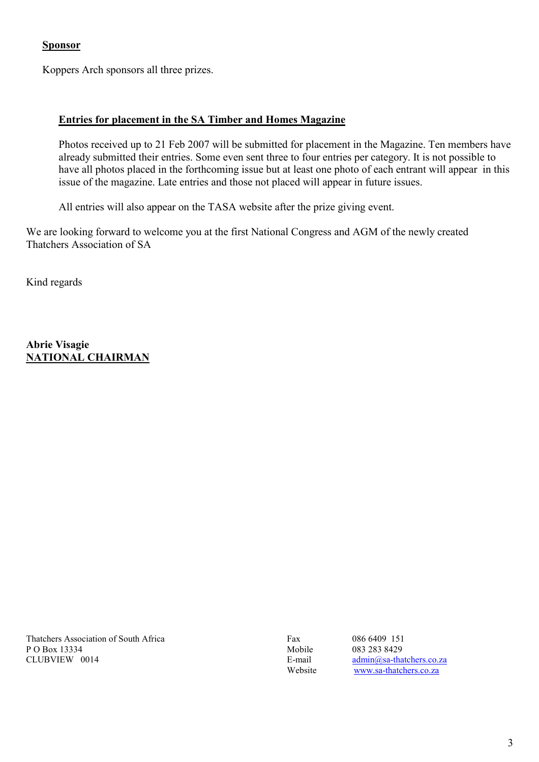**Sponsor**

Koppers Arch sponsors all three prizes.

**Entries for placement in the SA Timber and Homes Magazine**

Photos received up to 21 Feb 2007 will be submitted for placement in the Magazine. Ten members have already submitted their entries. Some even sent three to four entries per category. It is not possible to have all photos placed in the forthcoming issue but at least one photo of each entrant will appear in this issue of the magazine. Late entries and those not placed will appear in future issues.

All entries will also appear on the TASA website after the prize giving event.

We are looking forward to welcome you at the first National Congress and AGM of the newly created Thatchers Association of SA

Kind regards

**Abrie Visagie**
**NATIONAL CHAIRMAN**

Thatchers Association of South Africa
P O Box 13334
CLUBVIEW 0014

Fax 086 6409 151
Mobile 083 283 8429
E-mail admin@sa-thatchers.co.za
Website www.sa-thatchers.co.za